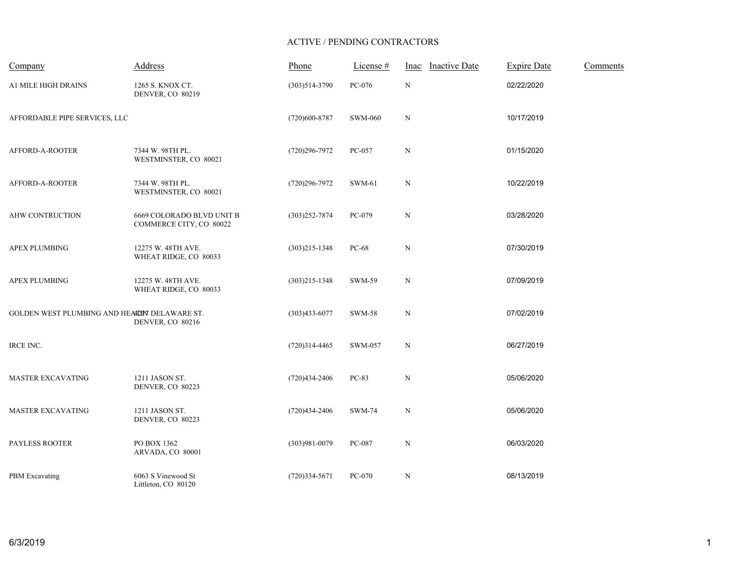# ACTIVE / PENDING CONTRACTORS

| Company | Address | Phone | License # | Inac | Inactive Date | Expire Date | Comments |
|---|---|---|---|---|---|---|---|
| A1 MILE HIGH DRAINS | 1265 S. KNOX CT.<br>DENVER, CO 80219 | (303)514-3790 | PC-076 | N | | 02/22/2020 | |
| AFFORDABLE PIPE SERVICES, LLC | | (720)600-8787 | SWM-060 | N | | 10/17/2019 | |
| AFFORD-A-ROOTER | 7344 W. 98TH PL.<br>WESTMINSTER, CO 80021 | (720)296-7972 | PC-057 | N | | 01/15/2020 | |
| AFFORD-A-ROOTER | 7344 W. 98TH PL.<br>WESTMINSTER, CO 80021 | (720)296-7972 | SWM-61 | N | | 10/22/2019 | |
| AHW CONTRUCTION | 6669 COLORADO BLVD UNIT B<br>COMMERCE CITY, CO 80022 | (303)252-7874 | PC-079 | N | | 03/28/2020 | |
| APEX PLUMBING | 12275 W. 48TH AVE.<br>WHEAT RIDGE, CO 80033 | (303)215-1348 | PC-68 | N | | 07/30/2019 | |
| APEX PLUMBING | 12275 W. 48TH AVE.<br>WHEAT RIDGE, CO 80033 | (303)215-1348 | SWM-59 | N | | 07/09/2019 | |
| GOLDEN WEST PLUMBING AND HEATIN | 4217 DELAWARE ST.<br>DENVER, CO 80216 | (303)433-6077 | SWM-58 | N | | 07/02/2019 | |
| IRCE INC. | | (720)314-4465 | SWM-057 | N | | 06/27/2019 | |
| MASTER EXCAVATING | 1211 JASON ST.<br>DENVER, CO 80223 | (720)434-2406 | PC-83 | N | | 05/06/2020 | |
| MASTER EXCAVATING | 1211 JASON ST.<br>DENVER, CO 80223 | (720)434-2406 | SWM-74 | N | | 05/06/2020 | |
| PAYLESS ROOTER | PO BOX 1362<br>ARVADA, CO 80001 | (303)981-0079 | PC-087 | N | | 06/03/2020 | |
| PBM Excavating | 6063 S Vinewood St<br>Littleton, CO 80120 | (720)334-5671 | PC-070 | N | | 08/13/2019 | |

6/3/2019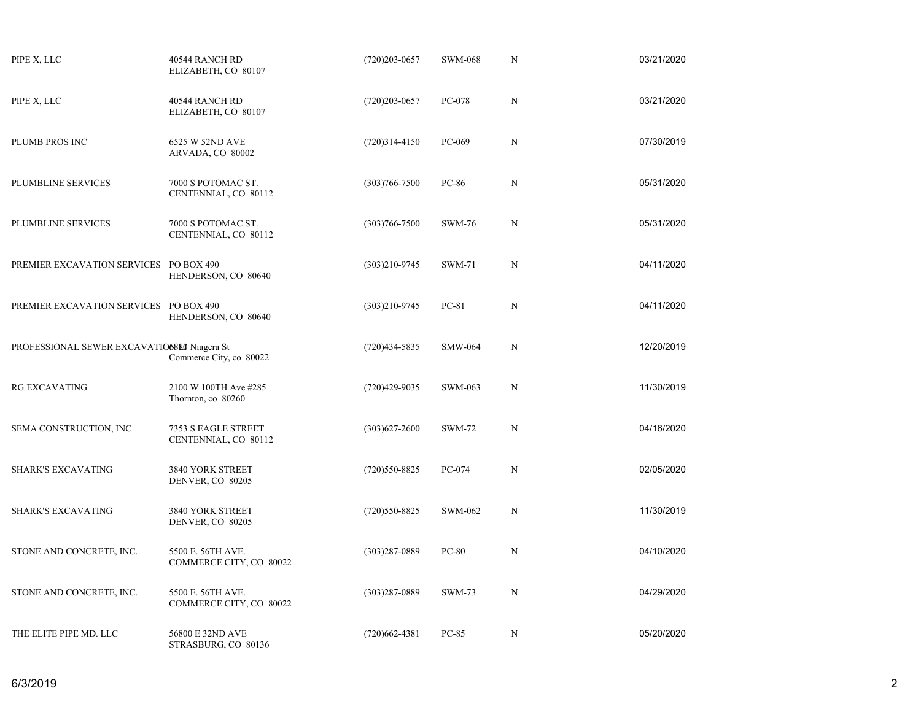| | | | | | |
|---|---|---|---|---|---|
| PIPE X, LLC | 40544 RANCH RD<br>ELIZABETH, CO 80107 | (720)203-0657 | SWM-068 | N | 03/21/2020 |
| PIPE X, LLC | 40544 RANCH RD<br>ELIZABETH, CO 80107 | (720)203-0657 | PC-078 | N | 03/21/2020 |
| PLUMB PROS INC | 6525 W 52ND AVE<br>ARVADA, CO 80002 | (720)314-4150 | PC-069 | N | 07/30/2019 |
| PLUMBLINE SERVICES | 7000 S POTOMAC ST.<br>CENTENNIAL, CO 80112 | (303)766-7500 | PC-86 | N | 05/31/2020 |
| PLUMBLINE SERVICES | 7000 S POTOMAC ST.<br>CENTENNIAL, CO 80112 | (303)766-7500 | SWM-76 | N | 05/31/2020 |
| PREMIER EXCAVATION SERVICES | PO BOX 490<br>HENDERSON, CO 80640 | (303)210-9745 | SWM-71 | N | 04/11/2020 |
| PREMIER EXCAVATION SERVICES | PO BOX 490<br>HENDERSON, CO 80640 | (303)210-9745 | PC-81 | N | 04/11/2020 |
| PROFESSIONAL SEWER EXCAVATION | 6880 Niagera St<br>Commerce City, co 80022 | (720)434-5835 | SMW-064 | N | 12/20/2019 |
| RG EXCAVATING | 2100 W 100TH Ave #285<br>Thornton, co 80260 | (720)429-9035 | SWM-063 | N | 11/30/2019 |
| SEMA CONSTRUCTION, INC | 7353 S EAGLE STREET<br>CENTENNIAL, CO 80112 | (303)627-2600 | SWM-72 | N | 04/16/2020 |
| SHARK'S EXCAVATING | 3840 YORK STREET<br>DENVER, CO 80205 | (720)550-8825 | PC-074 | N | 02/05/2020 |
| SHARK'S EXCAVATING | 3840 YORK STREET<br>DENVER, CO 80205 | (720)550-8825 | SWM-062 | N | 11/30/2019 |
| STONE AND CONCRETE, INC. | 5500 E. 56TH AVE.<br>COMMERCE CITY, CO 80022 | (303)287-0889 | PC-80 | N | 04/10/2020 |
| STONE AND CONCRETE, INC. | 5500 E. 56TH AVE.<br>COMMERCE CITY, CO 80022 | (303)287-0889 | SWM-73 | N | 04/29/2020 |
| THE ELITE PIPE MD. LLC | 56800 E 32ND AVE<br>STRASBURG, CO 80136 | (720)662-4381 | PC-85 | N | 05/20/2020 |

6/3/2019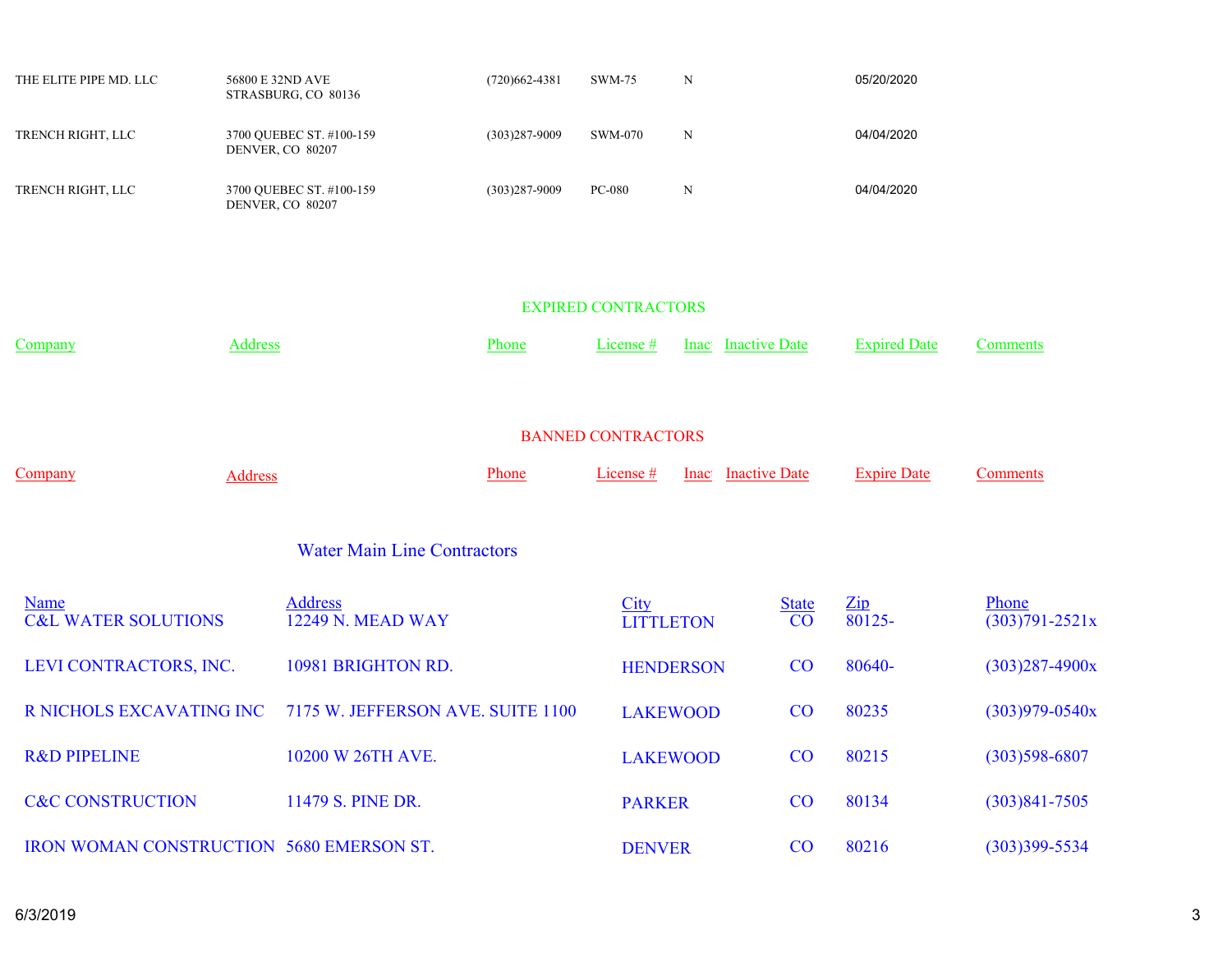| | | | | | | | |
|---|---|---|---|---|---|---|---|
| THE ELITE PIPE MD. LLC | 56800 E 32ND AVE STRASBURG, CO 80136 | (720)662-4381 | SWM-75 | N | | 05/20/2020 | |
| TRENCH RIGHT, LLC | 3700 QUEBEC ST. #100-159 DENVER, CO 80207 | (303)287-9009 | SWM-070 | N | | 04/04/2020 | |
| TRENCH RIGHT, LLC | 3700 QUEBEC ST. #100-159 DENVER, CO 80207 | (303)287-9009 | PC-080 | N | | 04/04/2020 | |

## EXPIRED CONTRACTORS

| Company | Address | Phone | License # | Inac | Inactive Date | Expired Date | Comments |
|---|---|---|---|---|---|---|---|

## BANNED CONTRACTORS

| Company | Address | Phone | License # | Inac | Inactive Date | Expire Date | Comments |
|---|---|---|---|---|---|---|---|

## Water Main Line Contractors

| Name | Address | City | State | Zip | Phone |
|---|---|---|---|---|---|
| C&L WATER SOLUTIONS | 12249 N. MEAD WAY | LITTLETON | CO | 80125- | (303)791-2521x |
| LEVI CONTRACTORS, INC. | 10981 BRIGHTON RD. | HENDERSON | CO | 80640- | (303)287-4900x |
| R NICHOLS EXCAVATING INC | 7175 W. JEFFERSON AVE. SUITE 1100 | LAKEWOOD | CO | 80235 | (303)979-0540x |
| R&D PIPELINE | 10200 W 26TH AVE. | LAKEWOOD | CO | 80215 | (303)598-6807 |
| C&C CONSTRUCTION | 11479 S. PINE DR. | PARKER | CO | 80134 | (303)841-7505 |
| IRON WOMAN CONSTRUCTION | 5680 EMERSON ST. | DENVER | CO | 80216 | (303)399-5534 |

6/3/2019